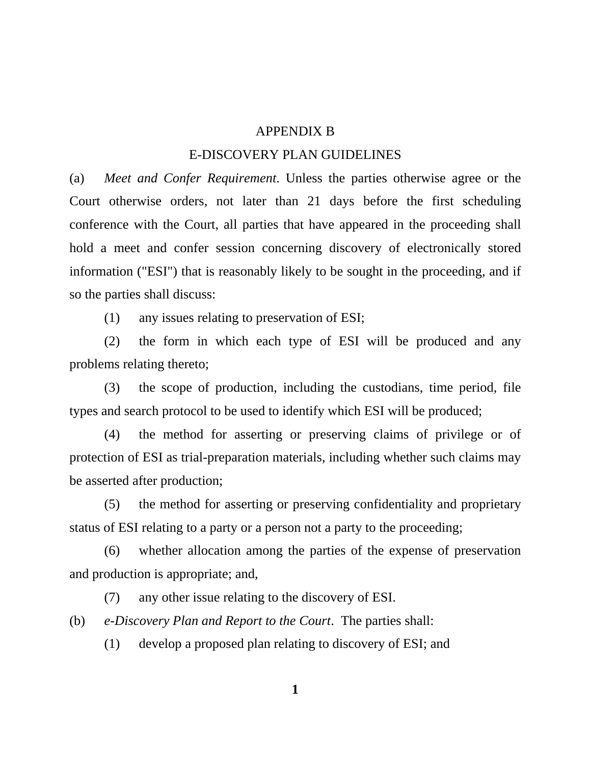# APPENDIX B

## E-DISCOVERY PLAN GUIDELINES

(a) *Meet and Confer Requirement*. Unless the parties otherwise agree or the Court otherwise orders, not later than 21 days before the first scheduling conference with the Court, all parties that have appeared in the proceeding shall hold a meet and confer session concerning discovery of electronically stored information ("ESI") that is reasonably likely to be sought in the proceeding, and if so the parties shall discuss:

(1) any issues relating to preservation of ESI;

(2) the form in which each type of ESI will be produced and any problems relating thereto;

(3) the scope of production, including the custodians, time period, file types and search protocol to be used to identify which ESI will be produced;

(4) the method for asserting or preserving claims of privilege or of protection of ESI as trial-preparation materials, including whether such claims may be asserted after production;

(5) the method for asserting or preserving confidentiality and proprietary status of ESI relating to a party or a person not a party to the proceeding;

(6) whether allocation among the parties of the expense of preservation and production is appropriate; and,

(7) any other issue relating to the discovery of ESI.

(b) *e-Discovery Plan and Report to the Court*. The parties shall:

(1) develop a proposed plan relating to discovery of ESI; and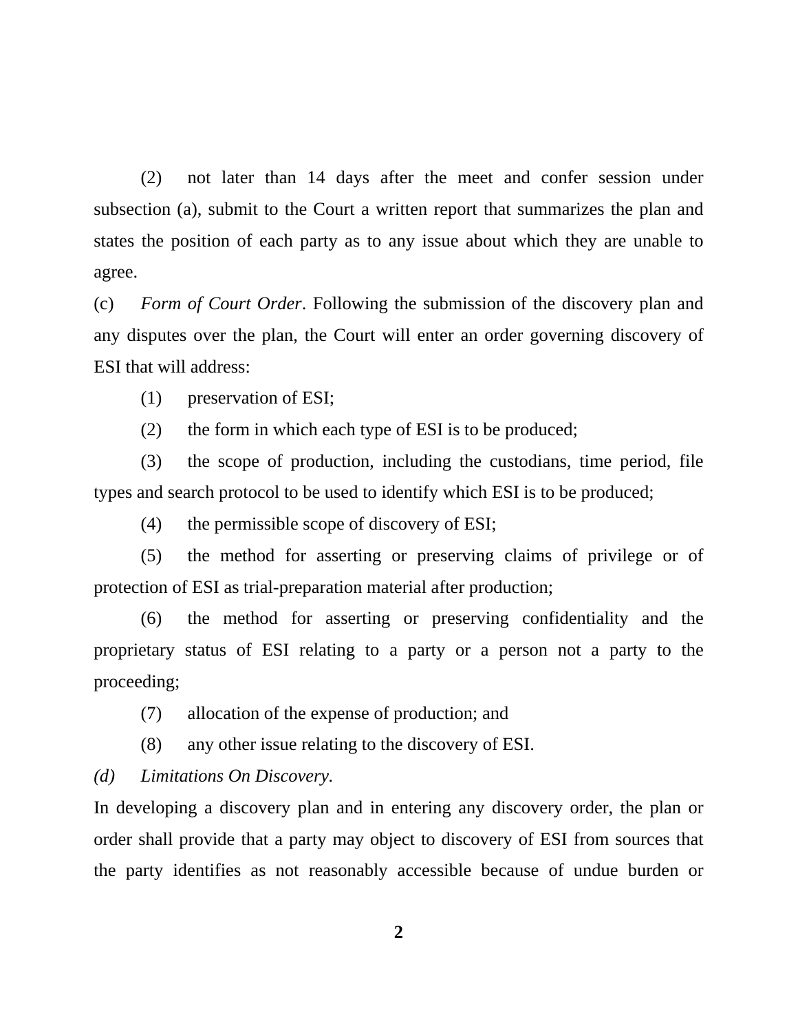(2) not later than 14 days after the meet and confer session under subsection (a), submit to the Court a written report that summarizes the plan and states the position of each party as to any issue about which they are unable to agree.

(c) *Form of Court Order*. Following the submission of the discovery plan and any disputes over the plan, the Court will enter an order governing discovery of ESI that will address:

(1) preservation of ESI;

(2) the form in which each type of ESI is to be produced;

(3) the scope of production, including the custodians, time period, file types and search protocol to be used to identify which ESI is to be produced;

(4) the permissible scope of discovery of ESI;

(5) the method for asserting or preserving claims of privilege or of protection of ESI as trial-preparation material after production;

(6) the method for asserting or preserving confidentiality and the proprietary status of ESI relating to a party or a person not a party to the proceeding;

(7) allocation of the expense of production; and

(8) any other issue relating to the discovery of ESI.

*(d) Limitations On Discovery.*

In developing a discovery plan and in entering any discovery order, the plan or order shall provide that a party may object to discovery of ESI from sources that the party identifies as not reasonably accessible because of undue burden or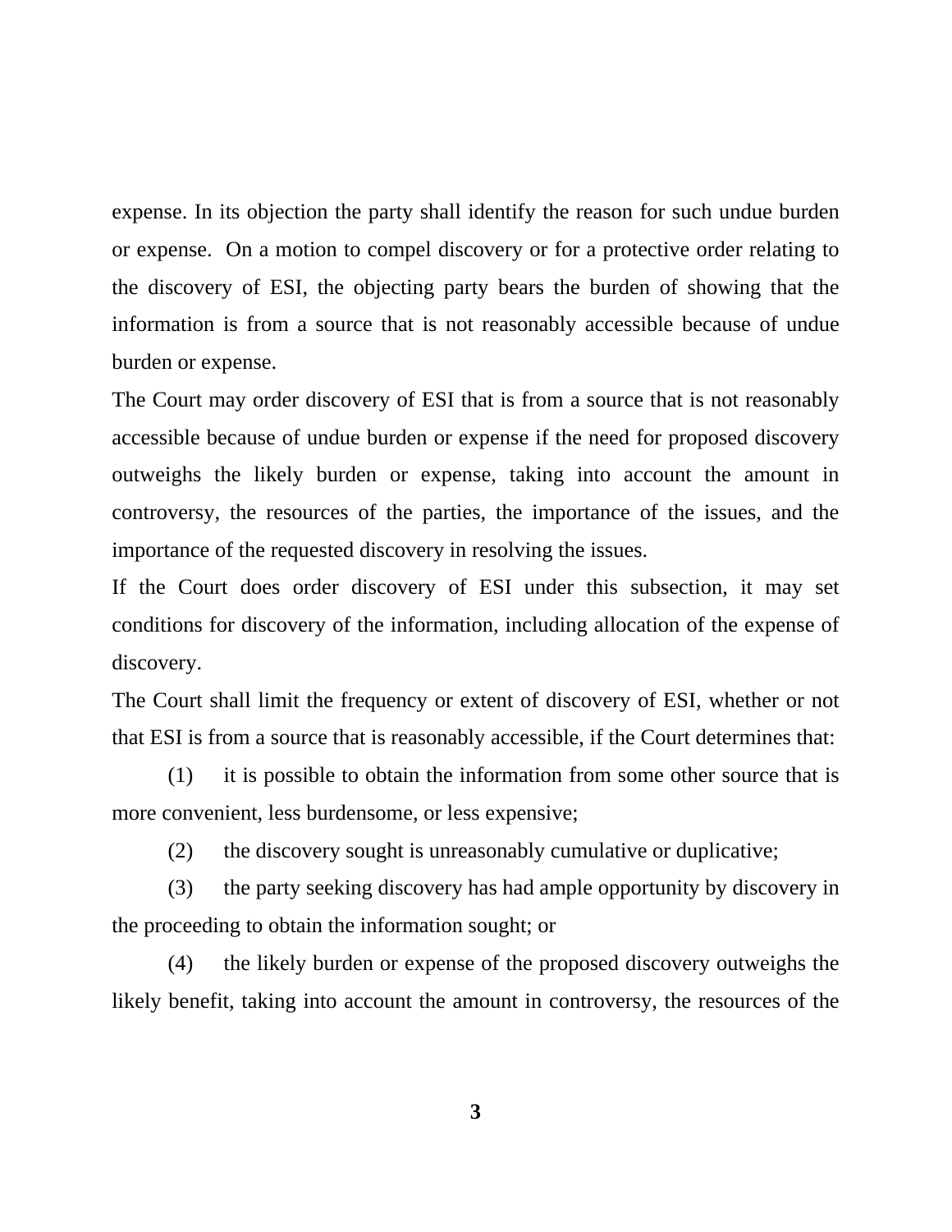expense. In its objection the party shall identify the reason for such undue burden or expense. On a motion to compel discovery or for a protective order relating to the discovery of ESI, the objecting party bears the burden of showing that the information is from a source that is not reasonably accessible because of undue burden or expense.

The Court may order discovery of ESI that is from a source that is not reasonably accessible because of undue burden or expense if the need for proposed discovery outweighs the likely burden or expense, taking into account the amount in controversy, the resources of the parties, the importance of the issues, and the importance of the requested discovery in resolving the issues.

If the Court does order discovery of ESI under this subsection, it may set conditions for discovery of the information, including allocation of the expense of discovery.

The Court shall limit the frequency or extent of discovery of ESI, whether or not that ESI is from a source that is reasonably accessible, if the Court determines that:

(1) it is possible to obtain the information from some other source that is more convenient, less burdensome, or less expensive;

(2) the discovery sought is unreasonably cumulative or duplicative;

(3) the party seeking discovery has had ample opportunity by discovery in the proceeding to obtain the information sought; or

(4) the likely burden or expense of the proposed discovery outweighs the likely benefit, taking into account the amount in controversy, the resources of the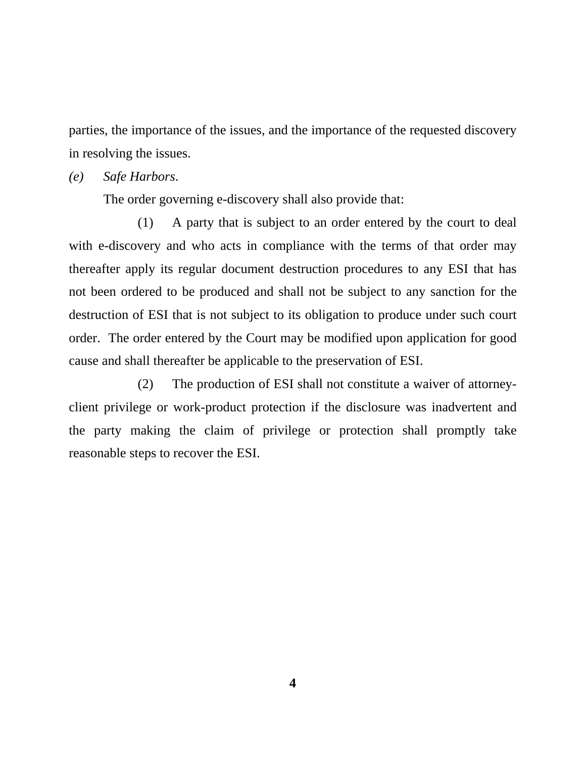parties, the importance of the issues, and the importance of the requested discovery in resolving the issues.

*(e)* *Safe Harbors*.

The order governing e-discovery shall also provide that:

(1) A party that is subject to an order entered by the court to deal with e-discovery and who acts in compliance with the terms of that order may thereafter apply its regular document destruction procedures to any ESI that has not been ordered to be produced and shall not be subject to any sanction for the destruction of ESI that is not subject to its obligation to produce under such court order. The order entered by the Court may be modified upon application for good cause and shall thereafter be applicable to the preservation of ESI.

(2) The production of ESI shall not constitute a waiver of attorney-client privilege or work-product protection if the disclosure was inadvertent and the party making the claim of privilege or protection shall promptly take reasonable steps to recover the ESI.